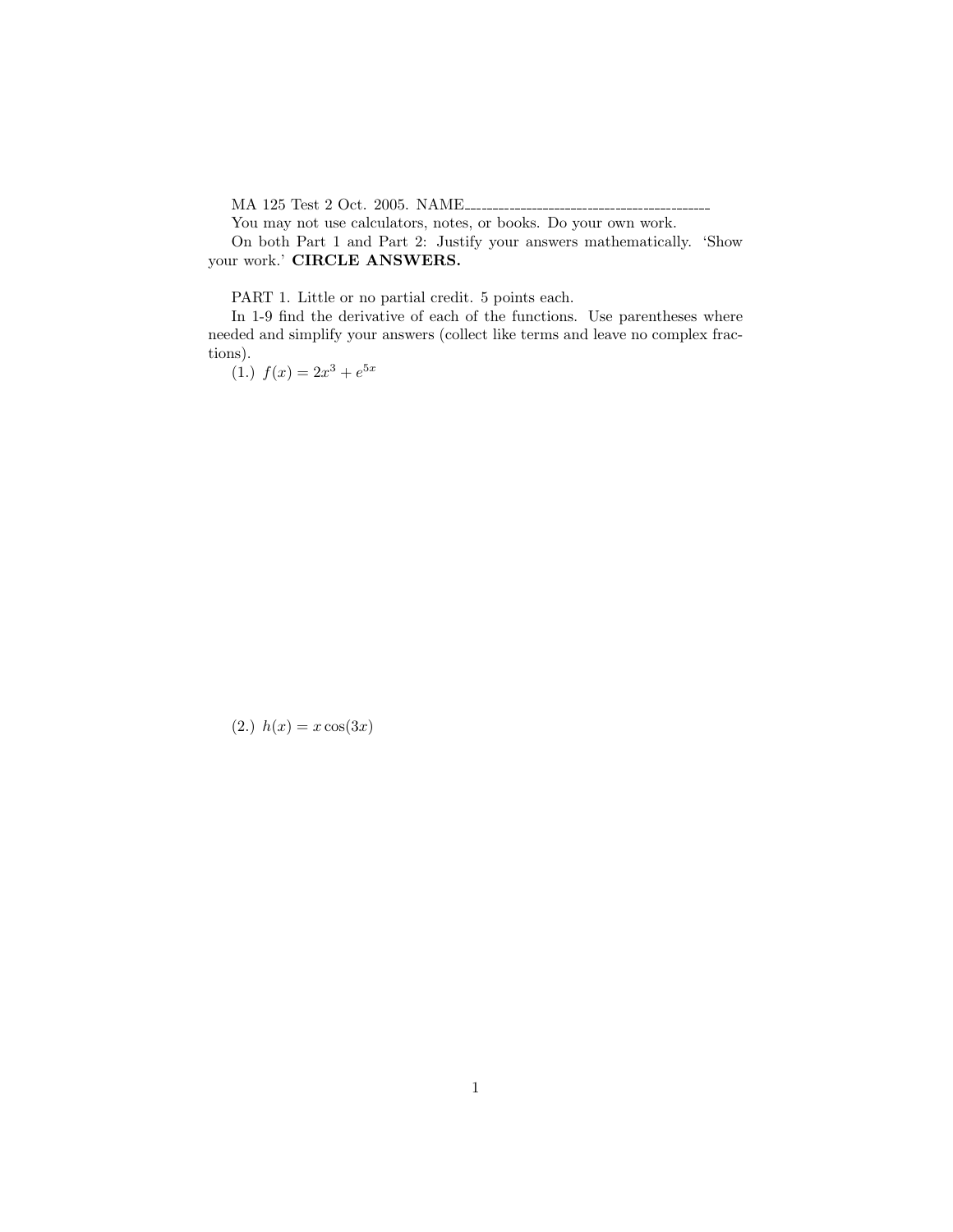MA 125 Test 2 Oct. 2005. NAME\_\_\_\_\_\_\_\_\_\_\_\_\_\_\_\_\_\_\_\_\_\_\_\_\_\_\_\_\_\_\_\_\_\_\_\_

You may not use calculators, notes, or books. Do your own work.

On both Part 1 and Part 2: Justify your answers mathematically. 'Show your work.' **CIRCLE ANSWERS.**

PART 1. Little or no partial credit. 5 points each.

In 1-9 find the derivative of each of the functions. Use parentheses where needed and simplify your answers (collect like terms and leave no complex fractions).

(1.) $f(x) = 2x^3 + e^{5x}$

(2.) $h(x) = x\cos(3x)$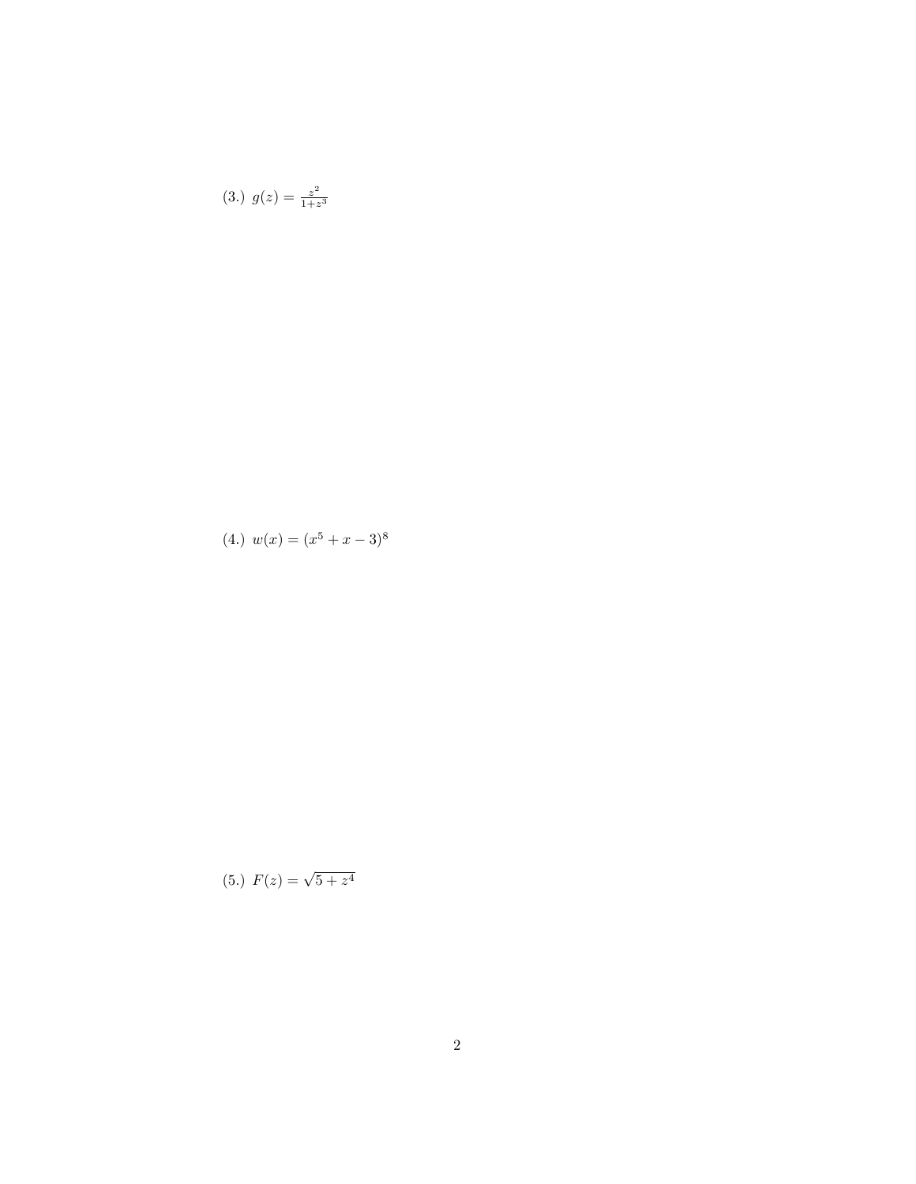(3.) $g(z) = \frac{z^2}{1+z^3}$

(4.) $w(x) = (x^5 + x - 3)^8$

(5.) $F(z) = \sqrt{5 + z^4}$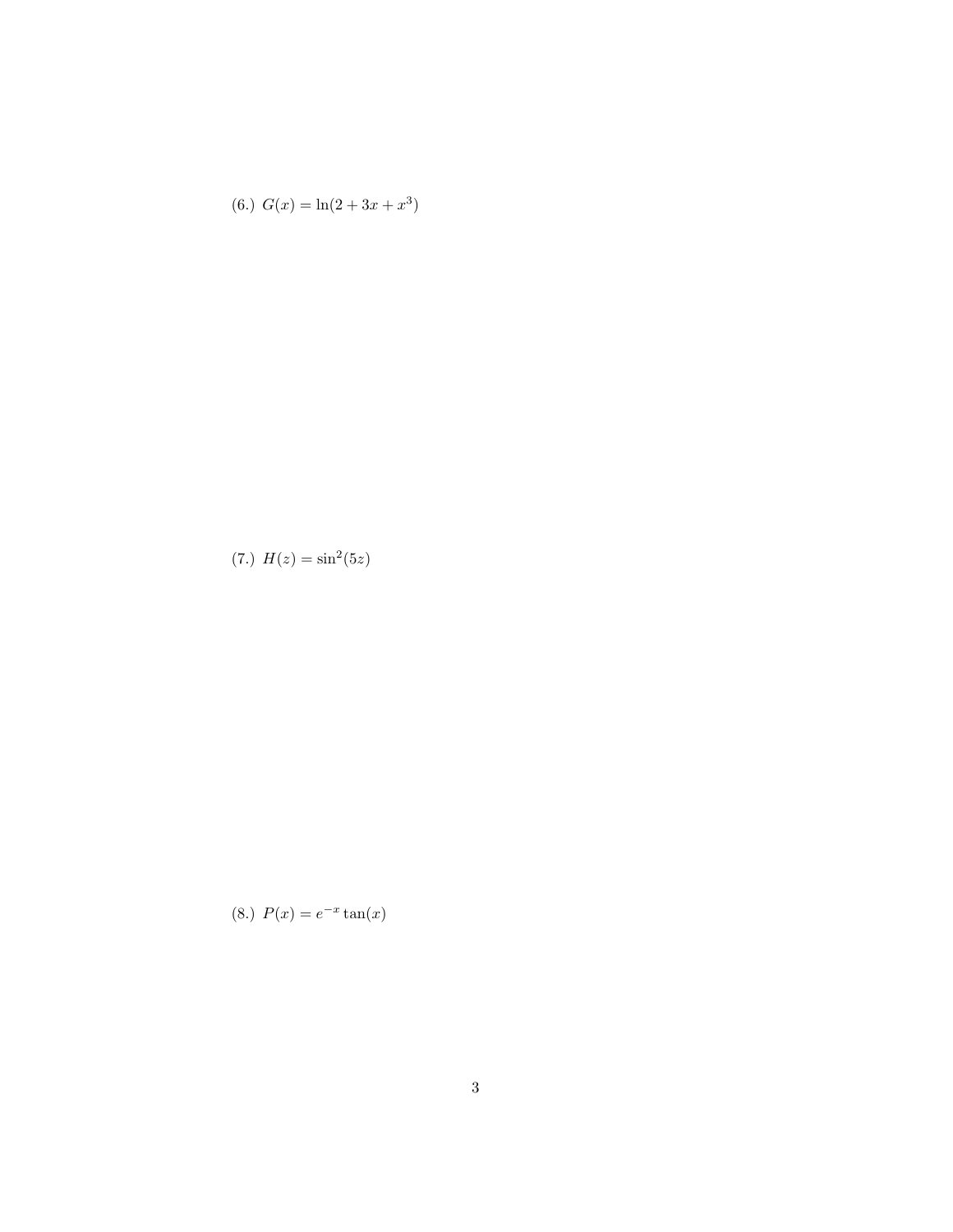(6.) $G(x) = \ln(2 + 3x + x^3)$

(7.) $H(z) = \sin^2(5z)$

(8.) $P(x) = e^{-x} \tan(x)$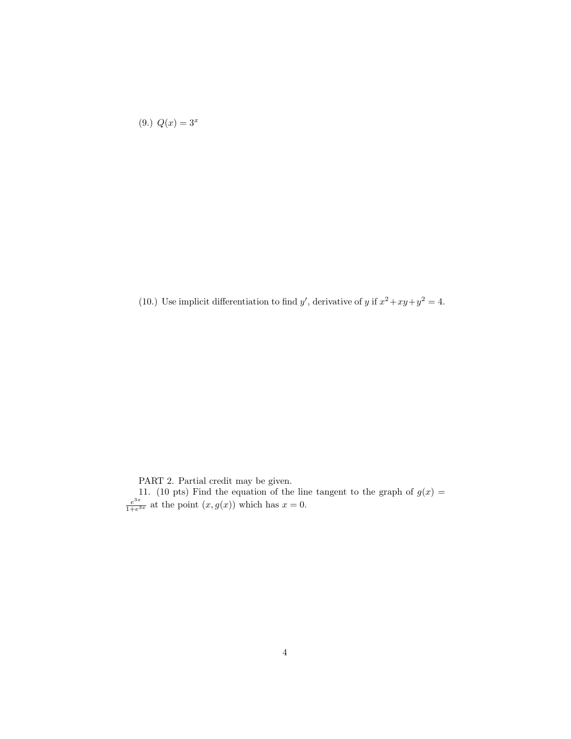(9.) $Q(x) = 3^x$

(10.) Use implicit differentiation to find $y'$, derivative of $y$ if $x^2+xy+y^2 = 4$.

PART 2. Partial credit may be given.

11. (10 pts) Find the equation of the line tangent to the graph of $g(x) = \frac{e^{3x}}{1+e^{3x}}$ at the point $(x, g(x))$ which has $x = 0$.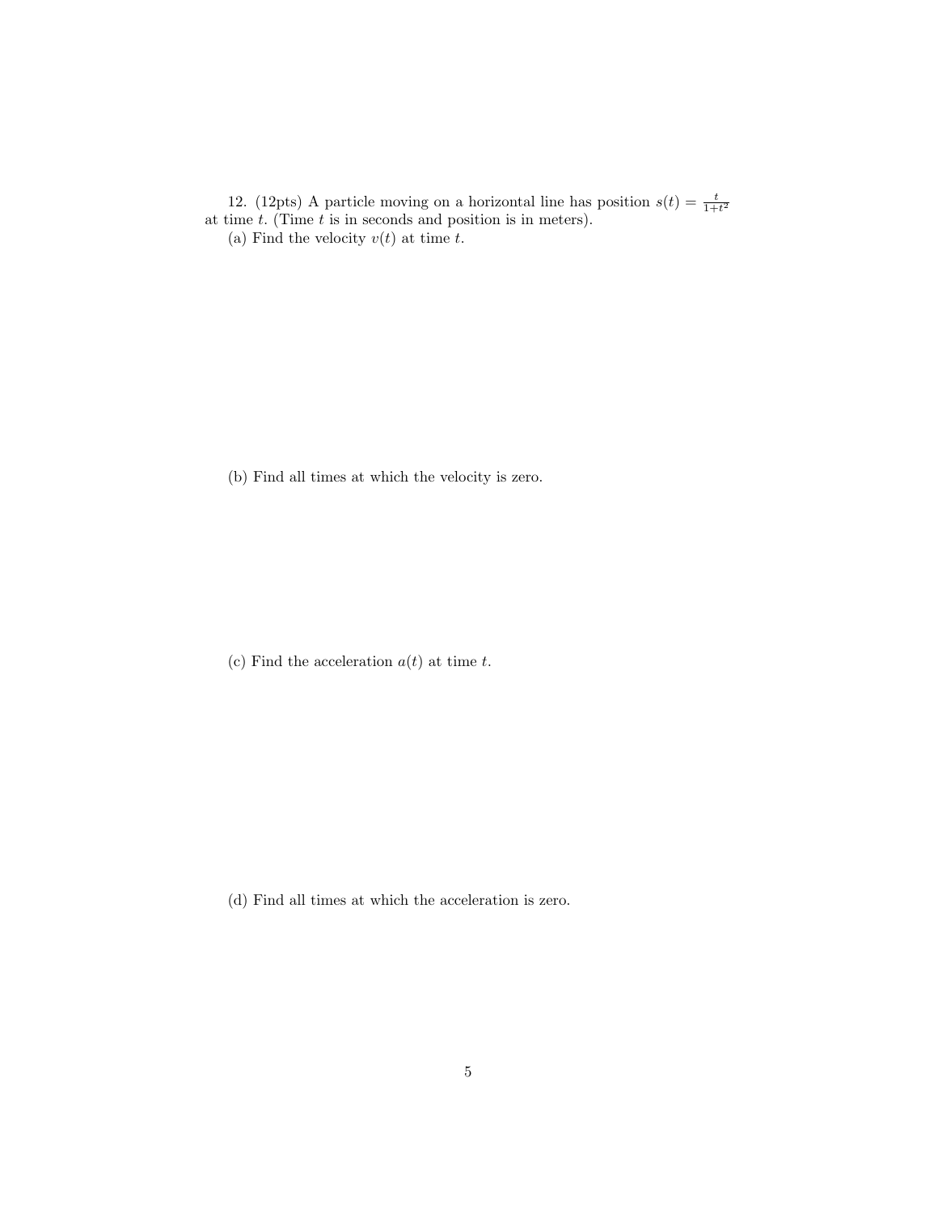12. (12pts) A particle moving on a horizontal line has position $s(t) = \frac{t}{1+t^2}$ at time $t$. (Time $t$ is in seconds and position is in meters).

(a) Find the velocity $v(t)$ at time $t$.

(b) Find all times at which the velocity is zero.

(c) Find the acceleration $a(t)$ at time $t$.

(d) Find all times at which the acceleration is zero.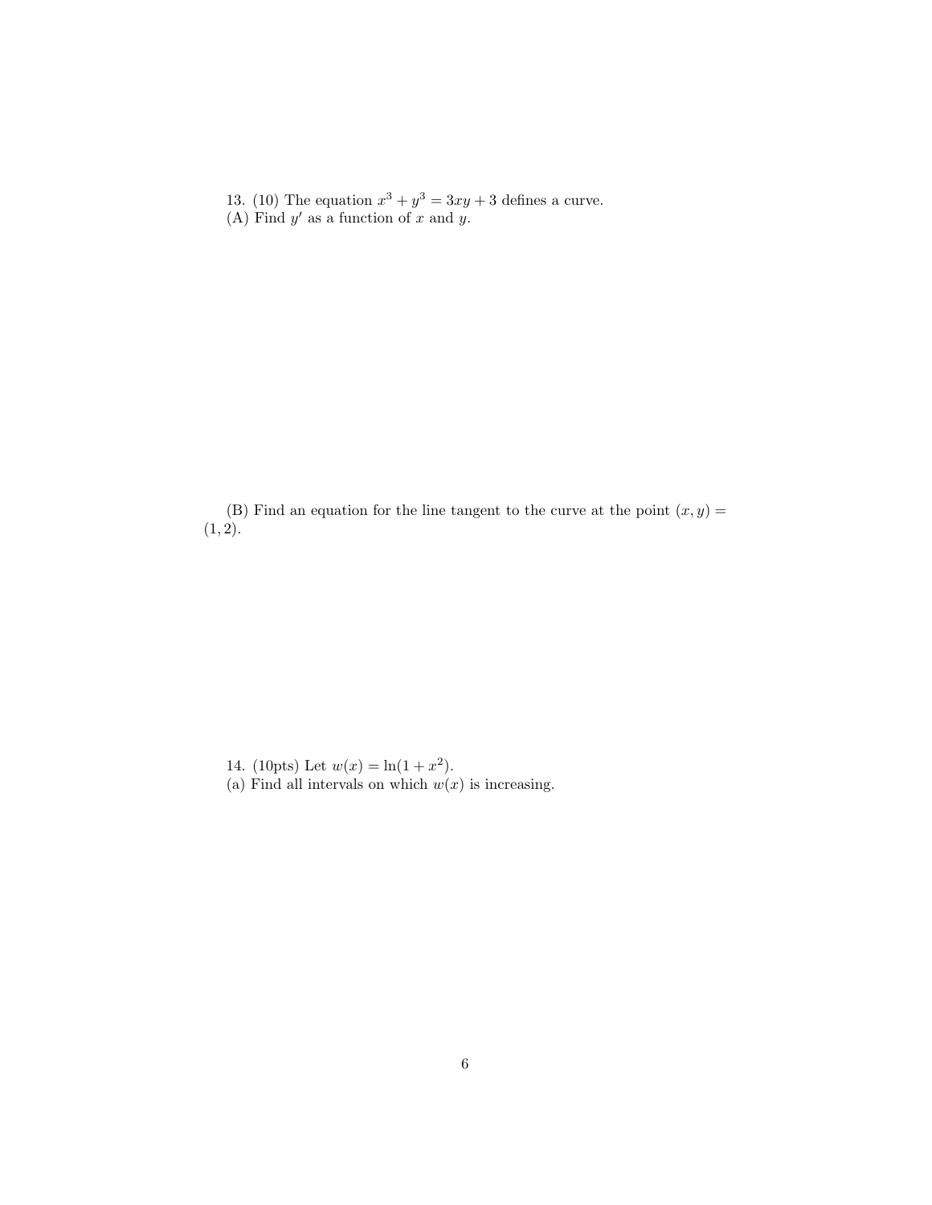13. (10) The equation $x^3 + y^3 = 3xy + 3$ defines a curve.
(A) Find $y'$ as a function of $x$ and $y$.

(B) Find an equation for the line tangent to the curve at the point $(x, y) = (1, 2)$.

14. (10pts) Let $w(x) = \ln(1 + x^2)$.
(a) Find all intervals on which $w(x)$ is increasing.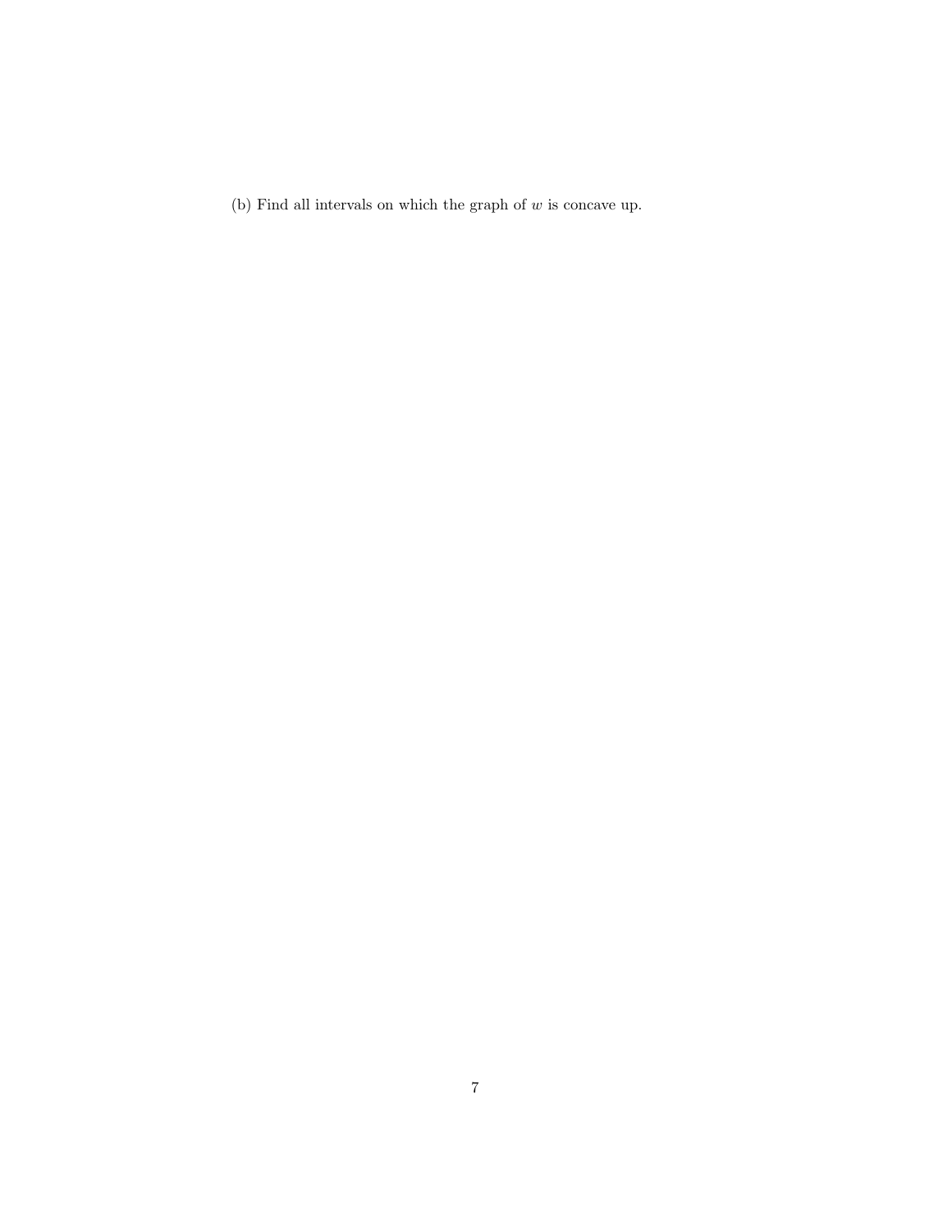(b) Find all intervals on which the graph of $w$ is concave up.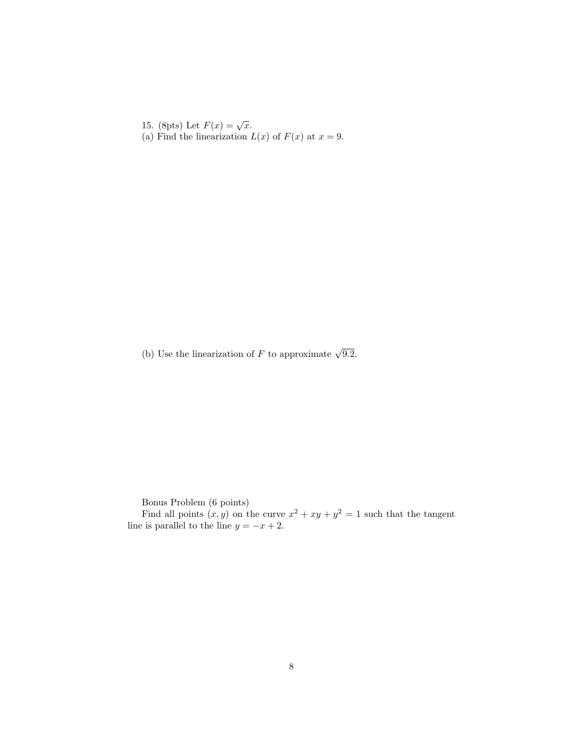15. (8pts) Let $F(x) = \sqrt{x}$.

(a) Find the linearization $L(x)$ of $F(x)$ at $x = 9$.

(b) Use the linearization of $F$ to approximate $\sqrt{9.2}$.

Bonus Problem (6 points)

Find all points $(x, y)$ on the curve $x^2 + xy + y^2 = 1$ such that the tangent line is parallel to the line $y = -x + 2$.